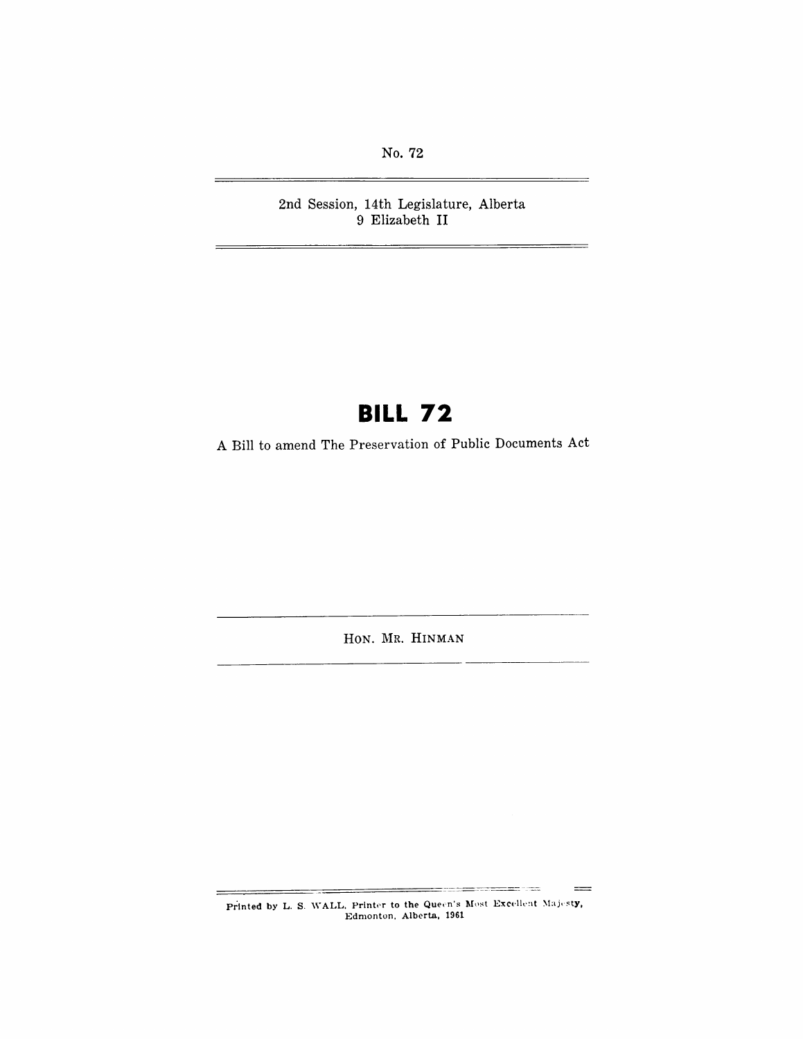No. 72

2nd Session, 14th Legislature, Alberta
9 Elizabeth II

# BILL 72

A Bill to amend The Preservation of Public Documents Act

HON. MR. HINMAN

Printed by L. S. WALL, Printer to the Queen's Most Excellent Majesty,
Edmonton, Alberta, 1961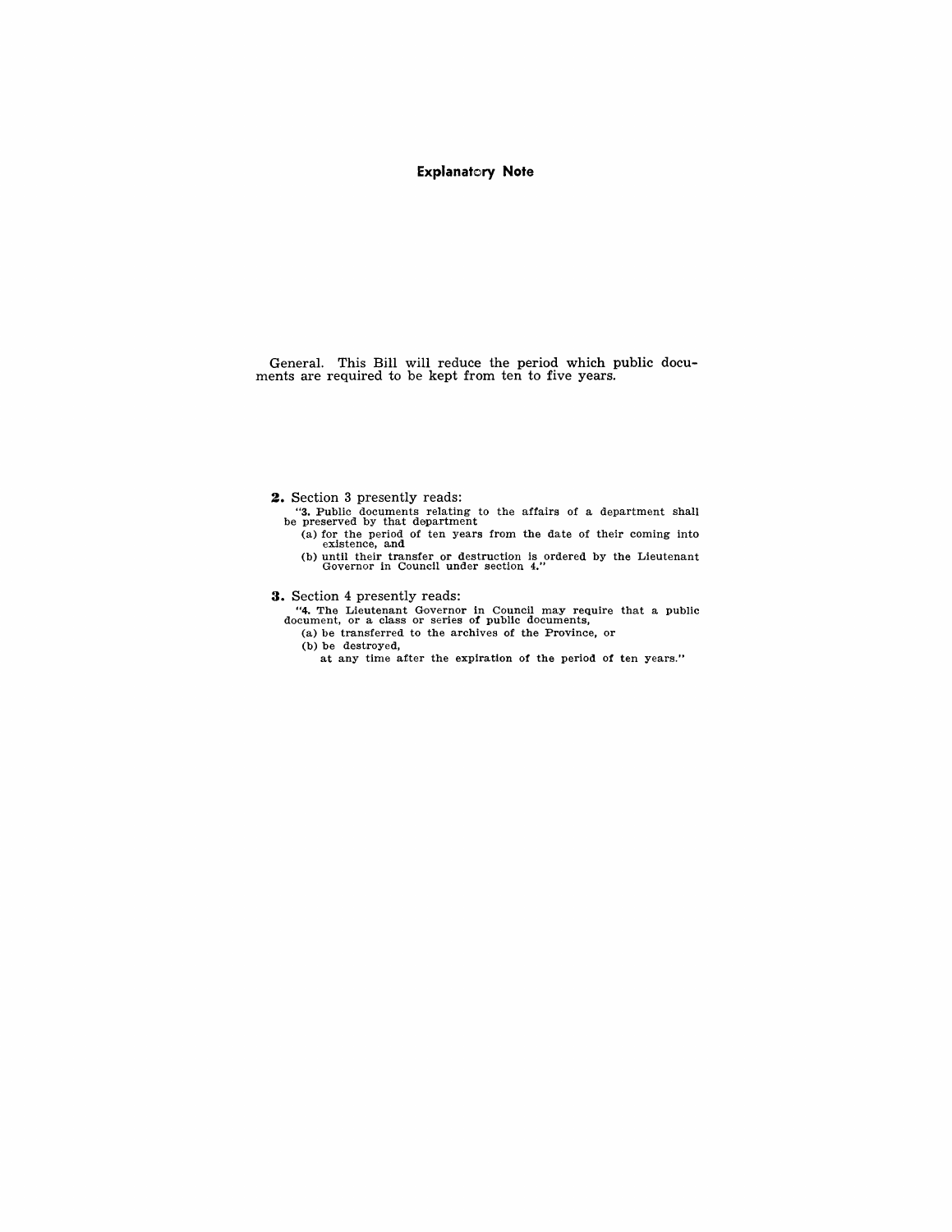## Explanatory Note

General. This Bill will reduce the period which public documents are required to be kept from ten to five years.

**2.** Section 3 presently reads:

"**3.** Public documents relating to the affairs of a department shall be preserved by that department

(a) for the period of ten years from the date of their coming into existence, and

(b) until their transfer or destruction is ordered by the Lieutenant Governor in Council under section 4."

**3.** Section 4 presently reads:

"**4.** The Lieutenant Governor in Council may require that a public document, or a class or series of public documents,

(a) be transferred to the archives of the Province, or

(b) be destroyed,

at any time after the expiration of the period of ten years."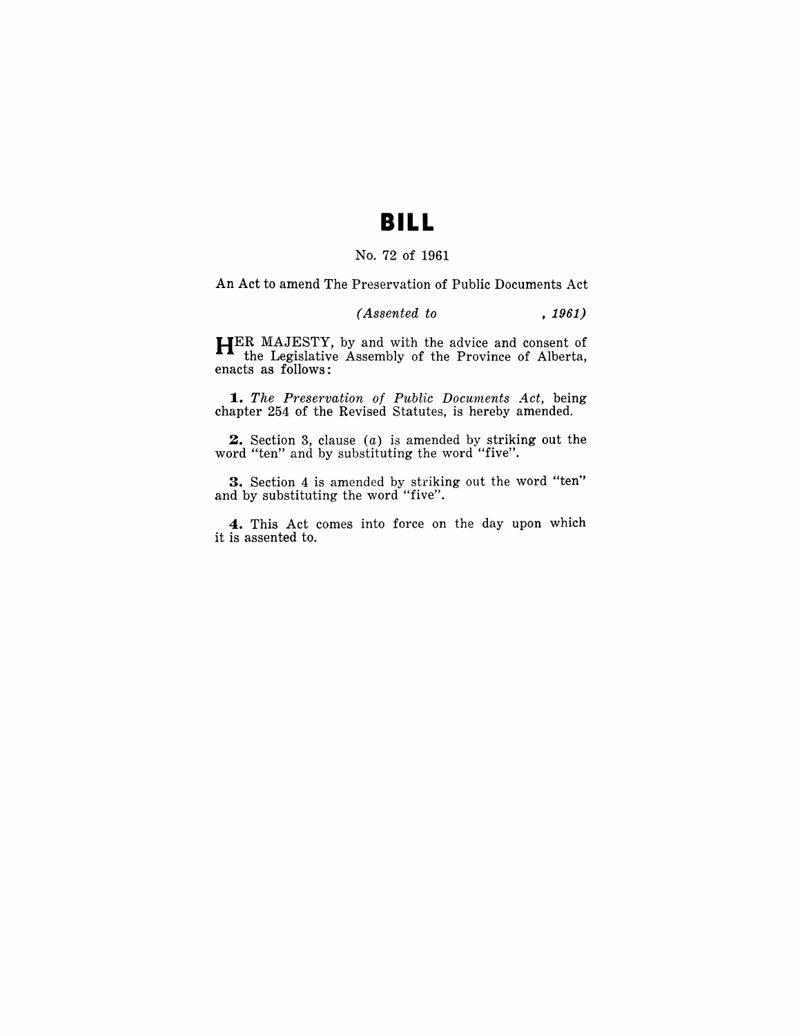# BILL

No. 72 of 1961

An Act to amend The Preservation of Public Documents Act

*(Assented to , 1961)*

HER MAJESTY, by and with the advice and consent of the Legislative Assembly of the Province of Alberta, enacts as follows:

**1.** *The Preservation of Public Documents Act,* being chapter 254 of the Revised Statutes, is hereby amended.

**2.** Section 3, clause (*a*) is amended by striking out the word "ten" and by substituting the word "five".

**3.** Section 4 is amended by striking out the word "ten" and by substituting the word "five".

**4.** This Act comes into force on the day upon which it is assented to.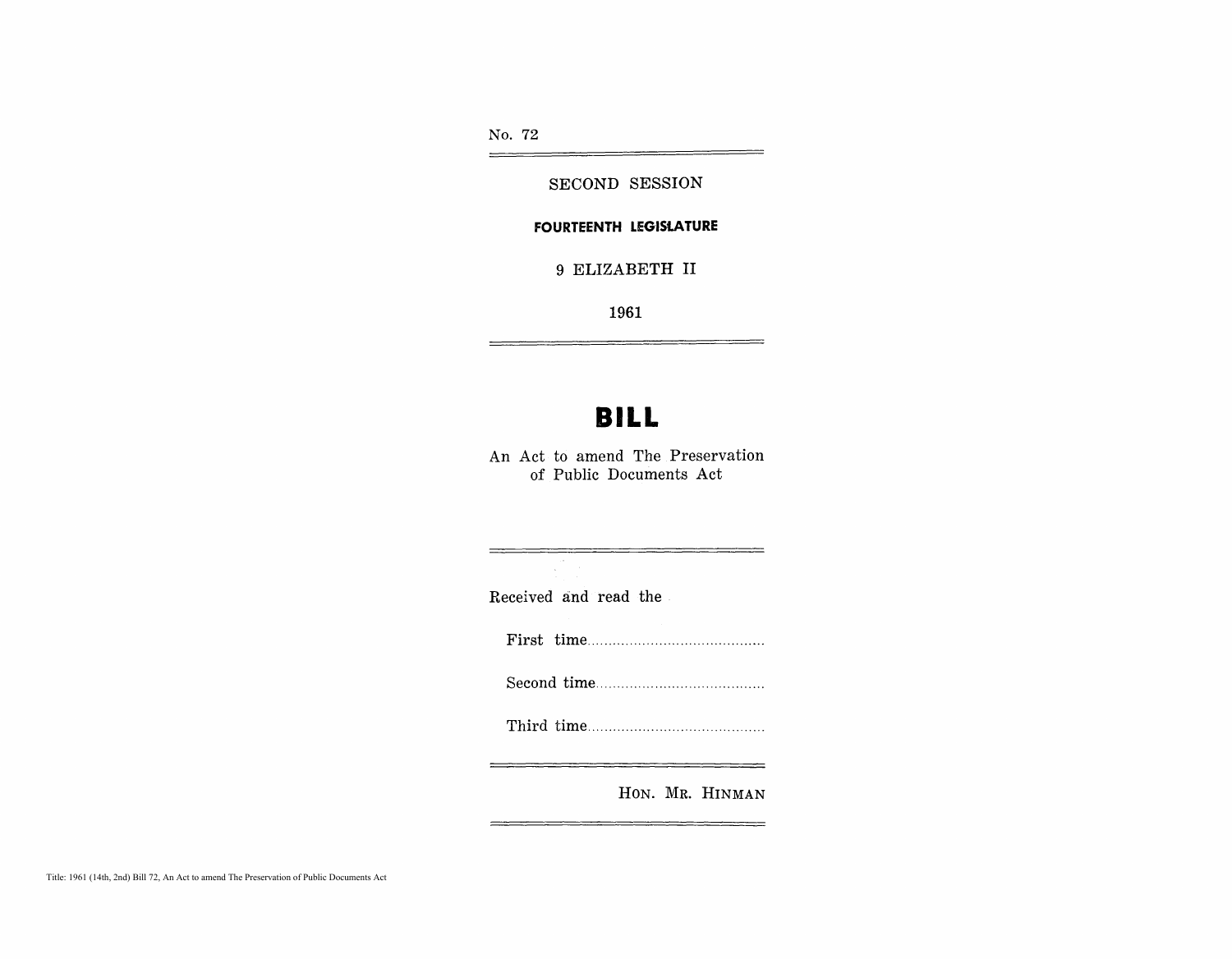No. 72

SECOND SESSION

FOURTEENTH LEGISLATURE

9 ELIZABETH II

1961

# BILL

An Act to amend The Preservation of Public Documents Act

Received and read the

First time..........................................

Second time........................................

Third time..........................................

HON. MR. HINMAN

Title: 1961 (14th, 2nd) Bill 72, An Act to amend The Preservation of Public Documents Act